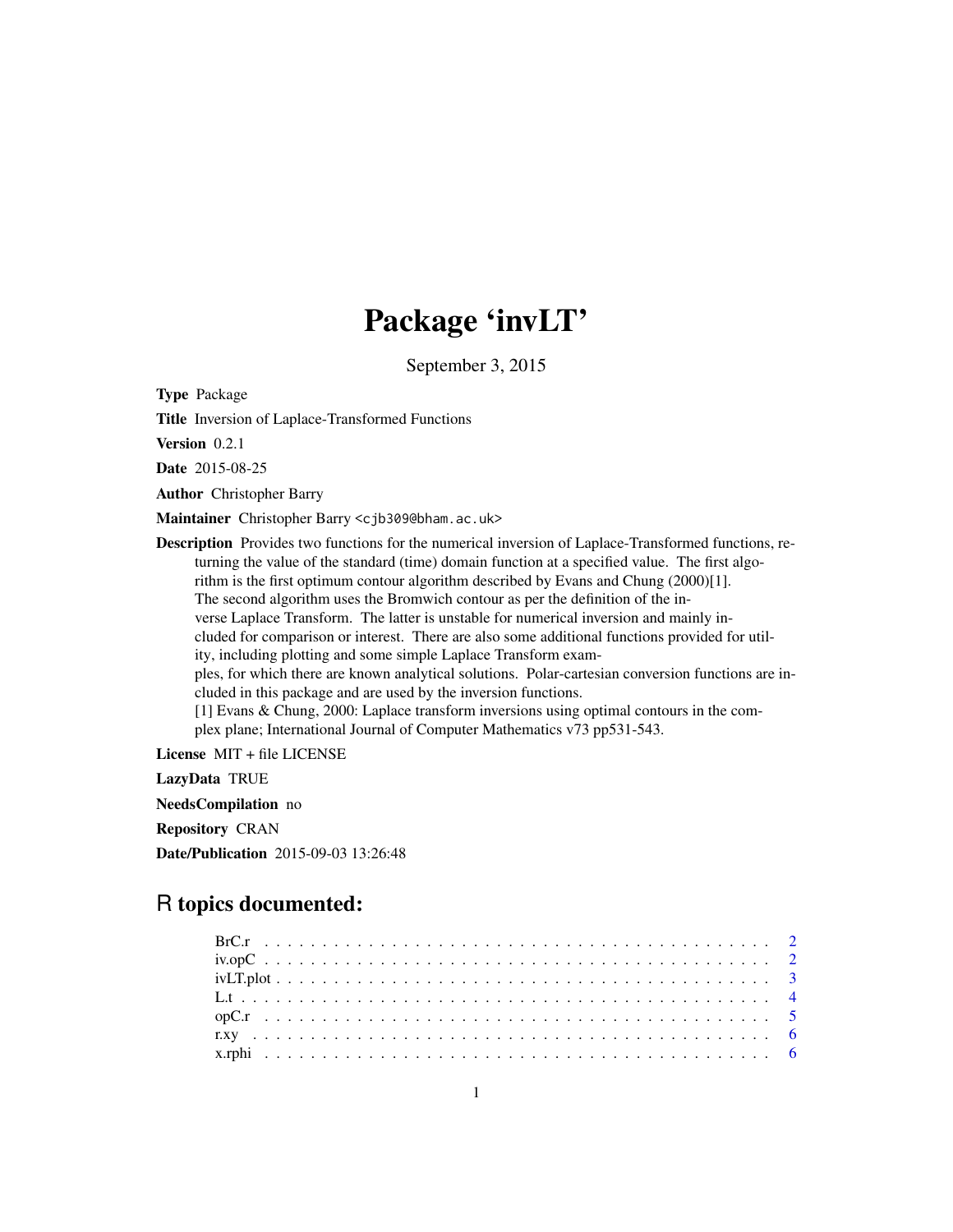# Package 'invLT'

September 3, 2015

**Type** Package

**Title** Inversion of Laplace-Transformed Functions

**Version** 0.2.1

**Date** 2015-08-25

**Author** Christopher Barry

**Maintainer** Christopher Barry <cjb309@bham.ac.uk>

**Description** Provides two functions for the numerical inversion of Laplace-Transformed functions, returning the value of the standard (time) domain function at a specified value. The first algorithm is the first optimum contour algorithm described by Evans and Chung (2000)[1]. The second algorithm uses the Bromwich contour as per the definition of the inverse Laplace Transform. The latter is unstable for numerical inversion and mainly included for comparison or interest. There are also some additional functions provided for utility, including plotting and some simple Laplace Transform examples, for which there are known analytical solutions. Polar-cartesian conversion functions are included in this package and are used by the inversion functions.
[1] Evans & Chung, 2000: Laplace transform inversions using optimal contours in the complex plane; International Journal of Computer Mathematics v73 pp531-543.

**License** MIT + file LICENSE

**LazyData** TRUE

**NeedsCompilation** no

**Repository** CRAN

**Date/Publication** 2015-09-03 13:26:48

## R topics documented:

- BrC.r . . . . . . . . . . . . . . . . . . . . . . . . . . . . . . . . . . . . . . . . . . . 2
- iv.opC . . . . . . . . . . . . . . . . . . . . . . . . . . . . . . . . . . . . . . . . . . . 2
- ivLT.plot . . . . . . . . . . . . . . . . . . . . . . . . . . . . . . . . . . . . . . . . . . 3
- L.t . . . . . . . . . . . . . . . . . . . . . . . . . . . . . . . . . . . . . . . . . . . . . 4
- opC.r . . . . . . . . . . . . . . . . . . . . . . . . . . . . . . . . . . . . . . . . . . . 5
- r.xy . . . . . . . . . . . . . . . . . . . . . . . . . . . . . . . . . . . . . . . . . . . . 6
- x.rphi . . . . . . . . . . . . . . . . . . . . . . . . . . . . . . . . . . . . . . . . . . . 6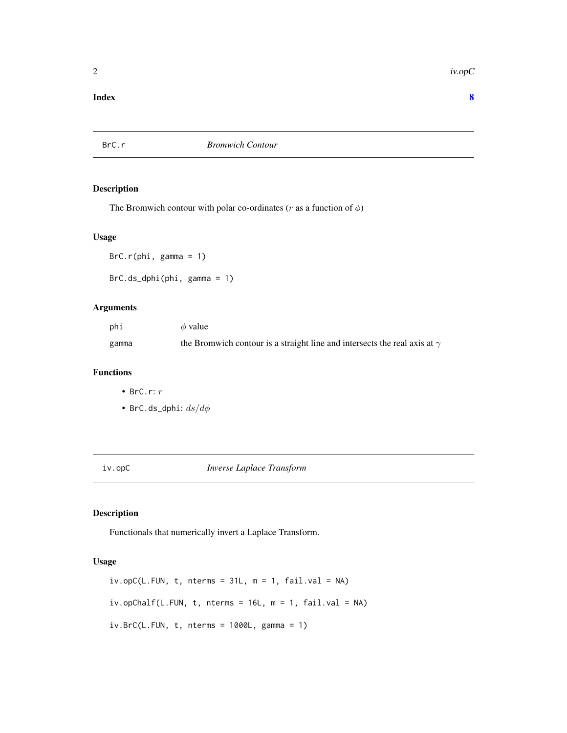**Index** **8**

---

## BrC.r — *Bromwich Contour*

---

### Description

The Bromwich contour with polar co-ordinates ($r$ as a function of $\phi$)

### Usage

```
BrC.r(phi, gamma = 1)

BrC.ds_dphi(phi, gamma = 1)
```

### Arguments

| | |
|---|---|
| phi | $\phi$ value |
| gamma | the Bromwich contour is a straight line and intersects the real axis at $\gamma$ |

### Functions

- `BrC.r`: $r$
- `BrC.ds_dphi`: $ds/d\phi$

---

## iv.opC — *Inverse Laplace Transform*

---

### Description

Functionals that numerically invert a Laplace Transform.

### Usage

```
iv.opC(L.FUN, t, nterms = 31L, m = 1, fail.val = NA)

iv.opChalf(L.FUN, t, nterms = 16L, m = 1, fail.val = NA)

iv.BrC(L.FUN, t, nterms = 1000L, gamma = 1)
```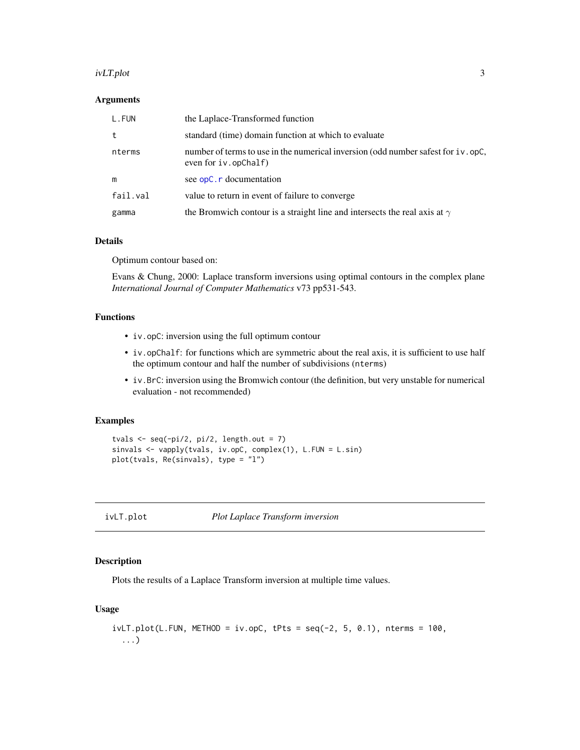### Arguments

| | |
|---|---|
| L.FUN | the Laplace-Transformed function |
| t | standard (time) domain function at which to evaluate |
| nterms | number of terms to use in the numerical inversion (odd number safest for `iv.opC`, even for `iv.opChalf`) |
| m | see `opC.r` documentation |
| fail.val | value to return in event of failure to converge |
| gamma | the Bromwich contour is a straight line and intersects the real axis at $\gamma$ |

### Details

Optimum contour based on:

Evans & Chung, 2000: Laplace transform inversions using optimal contours in the complex plane *International Journal of Computer Mathematics* v73 pp531-543.

### Functions

- `iv.opC`: inversion using the full optimum contour
- `iv.opChalf`: for functions which are symmetric about the real axis, it is sufficient to use half the optimum contour and half the number of subdivisions (`nterms`)
- `iv.BrC`: inversion using the Bromwich contour (the definition, but very unstable for numerical evaluation - not recommended)

### Examples

```
tvals <- seq(-pi/2, pi/2, length.out = 7)
sinvals <- vapply(tvals, iv.opC, complex(1), L.FUN = L.sin)
plot(tvals, Re(sinvals), type = "l")
```

---

## ivLT.plot — *Plot Laplace Transform inversion*

### Description

Plots the results of a Laplace Transform inversion at multiple time values.

### Usage

```
ivLT.plot(L.FUN, METHOD = iv.opC, tPts = seq(-2, 5, 0.1), nterms = 100,
  ...)
```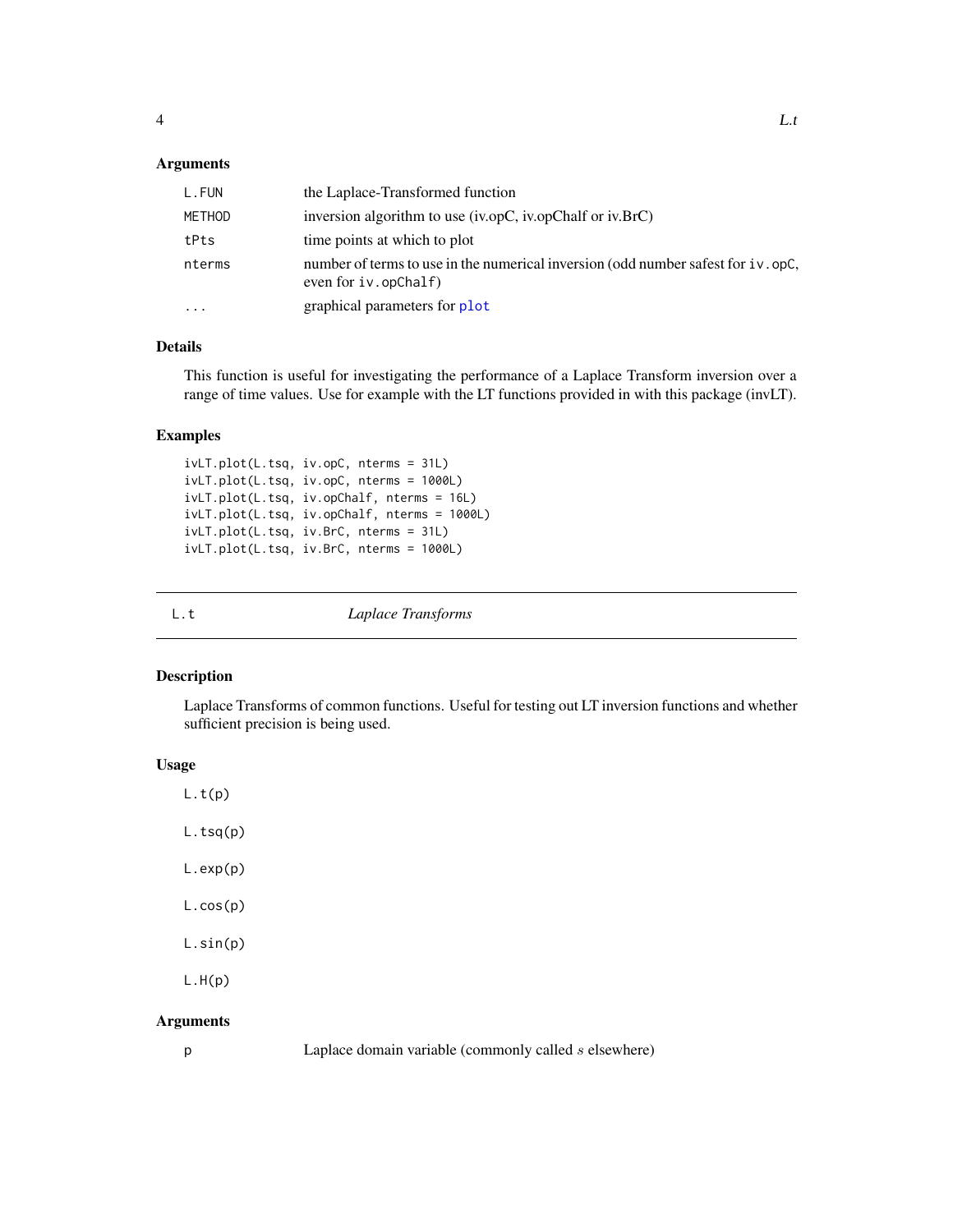### Arguments

| | |
|---|---|
| L.FUN | the Laplace-Transformed function |
| METHOD | inversion algorithm to use (iv.opC, iv.opChalf or iv.BrC) |
| tPts | time points at which to plot |
| nterms | number of terms to use in the numerical inversion (odd number safest for `iv.opC`, even for `iv.opChalf`) |
| ... | graphical parameters for `plot` |

### Details

This function is useful for investigating the performance of a Laplace Transform inversion over a range of time values. Use for example with the LT functions provided in with this package (invLT).

### Examples

```
ivLT.plot(L.tsq, iv.opC, nterms = 31L)
ivLT.plot(L.tsq, iv.opC, nterms = 1000L)
ivLT.plot(L.tsq, iv.opChalf, nterms = 16L)
ivLT.plot(L.tsq, iv.opChalf, nterms = 1000L)
ivLT.plot(L.tsq, iv.BrC, nterms = 31L)
ivLT.plot(L.tsq, iv.BrC, nterms = 1000L)
```

---

## L.t *Laplace Transforms*

### Description

Laplace Transforms of common functions. Useful for testing out LT inversion functions and whether sufficient precision is being used.

### Usage

```
L.t(p)

L.tsq(p)

L.exp(p)

L.cos(p)

L.sin(p)

L.H(p)
```

### Arguments

| | |
|---|---|
| p | Laplace domain variable (commonly called $s$ elsewhere) |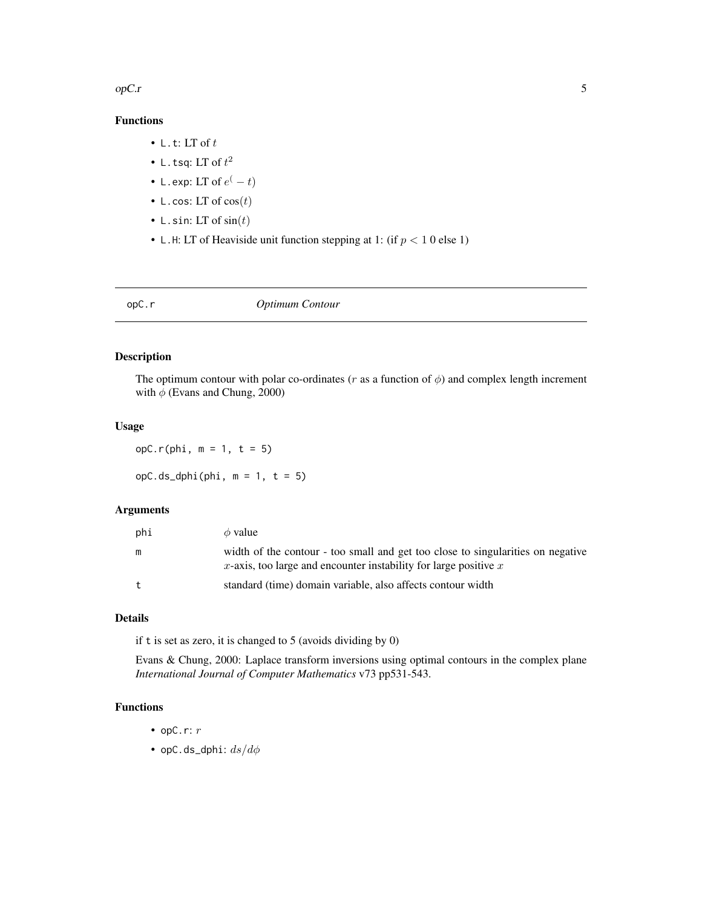### Functions

- `L.t`: LT of $t$
- `L.tsq`: LT of $t^2$
- `L.exp`: LT of $e^(-t)$
- `L.cos`: LT of $\cos(t)$
- `L.sin`: LT of $\sin(t)$
- `L.H`: LT of Heaviside unit function stepping at 1: (if $p < 1$ 0 else 1)

---

## opC.r — *Optimum Contour*

---

### Description

The optimum contour with polar co-ordinates ($r$ as a function of $\phi$) and complex length increment with $\phi$ (Evans and Chung, 2000)

### Usage

```
opC.r(phi, m = 1, t = 5)

opC.ds_dphi(phi, m = 1, t = 5)
```

### Arguments

| | |
|---|---|
| phi | $\phi$ value |
| m | width of the contour - too small and get too close to singularities on negative $x$-axis, too large and encounter instability for large positive $x$ |
| t | standard (time) domain variable, also affects contour width |

### Details

if `t` is set as zero, it is changed to 5 (avoids dividing by 0)

Evans & Chung, 2000: Laplace transform inversions using optimal contours in the complex plane *International Journal of Computer Mathematics* v73 pp531-543.

### Functions

- `opC.r`: $r$
- `opC.ds_dphi`: $ds/d\phi$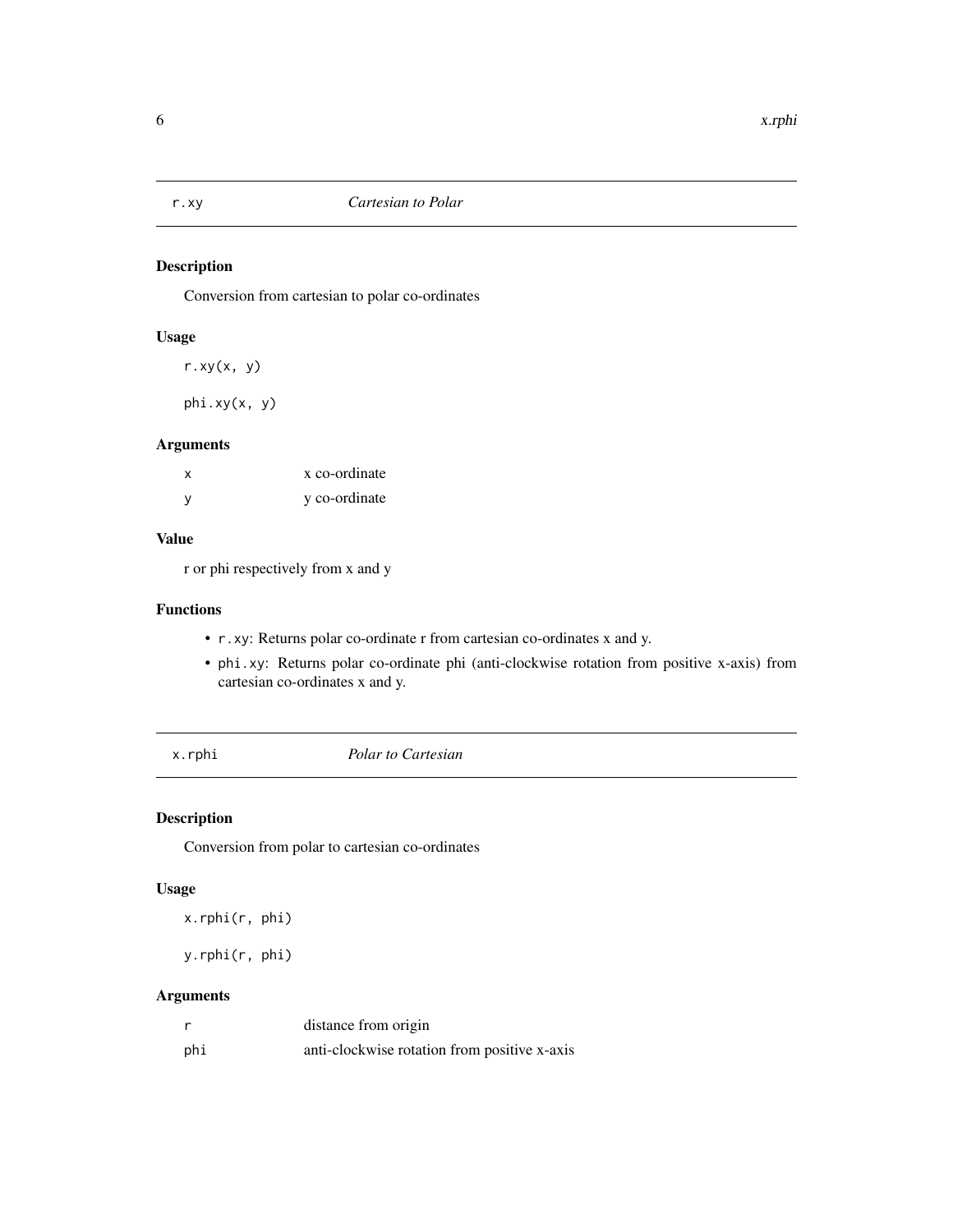## r.xy — *Cartesian to Polar*

### Description

Conversion from cartesian to polar co-ordinates

### Usage

```
r.xy(x, y)

phi.xy(x, y)
```

### Arguments

| | |
|---|---|
| x | x co-ordinate |
| y | y co-ordinate |

### Value

r or phi respectively from x and y

### Functions

- `r.xy`: Returns polar co-ordinate r from cartesian co-ordinates x and y.
- `phi.xy`: Returns polar co-ordinate phi (anti-clockwise rotation from positive x-axis) from cartesian co-ordinates x and y.

## x.rphi — *Polar to Cartesian*

### Description

Conversion from polar to cartesian co-ordinates

### Usage

```
x.rphi(r, phi)

y.rphi(r, phi)
```

### Arguments

| | |
|---|---|
| r | distance from origin |
| phi | anti-clockwise rotation from positive x-axis |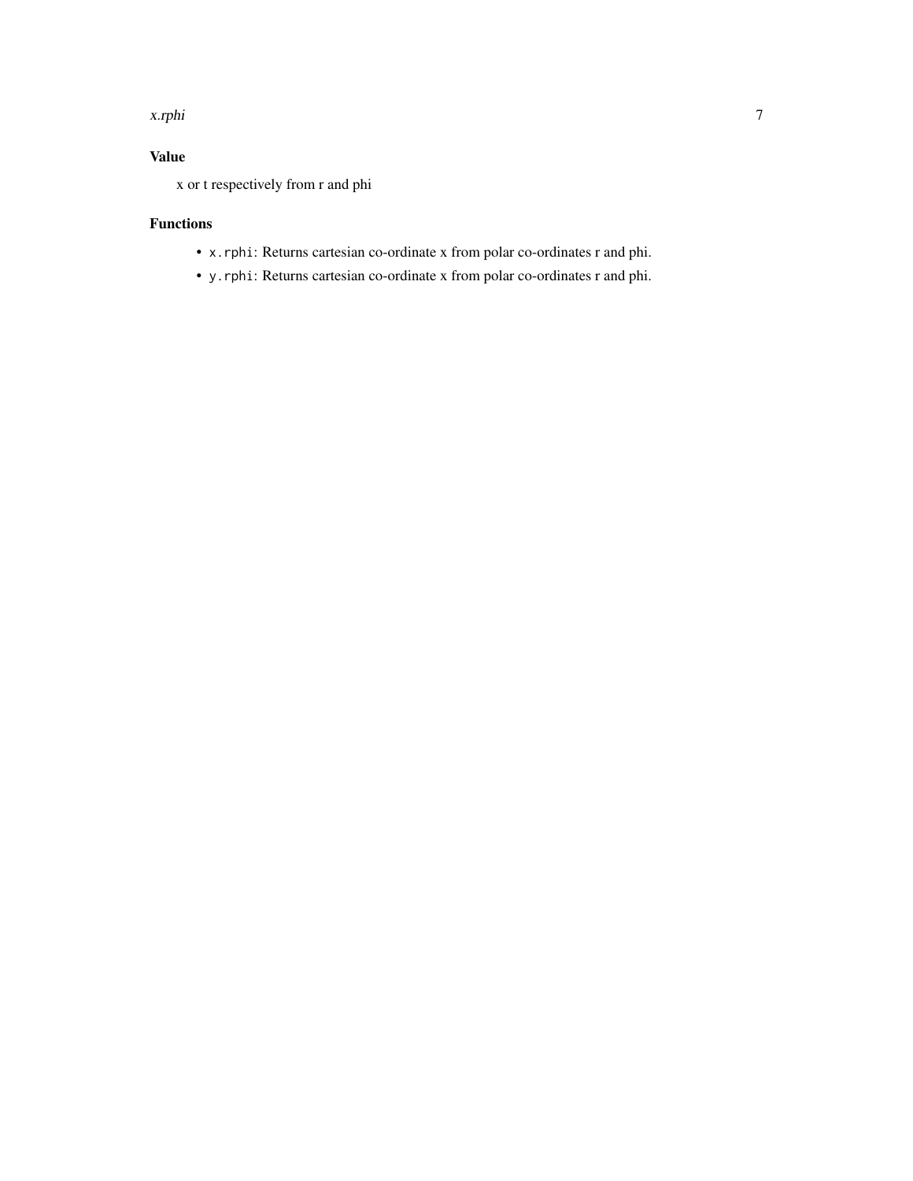## Value

x or t respectively from r and phi

## Functions

- `x.rphi`: Returns cartesian co-ordinate x from polar co-ordinates r and phi.
- `y.rphi`: Returns cartesian co-ordinate x from polar co-ordinates r and phi.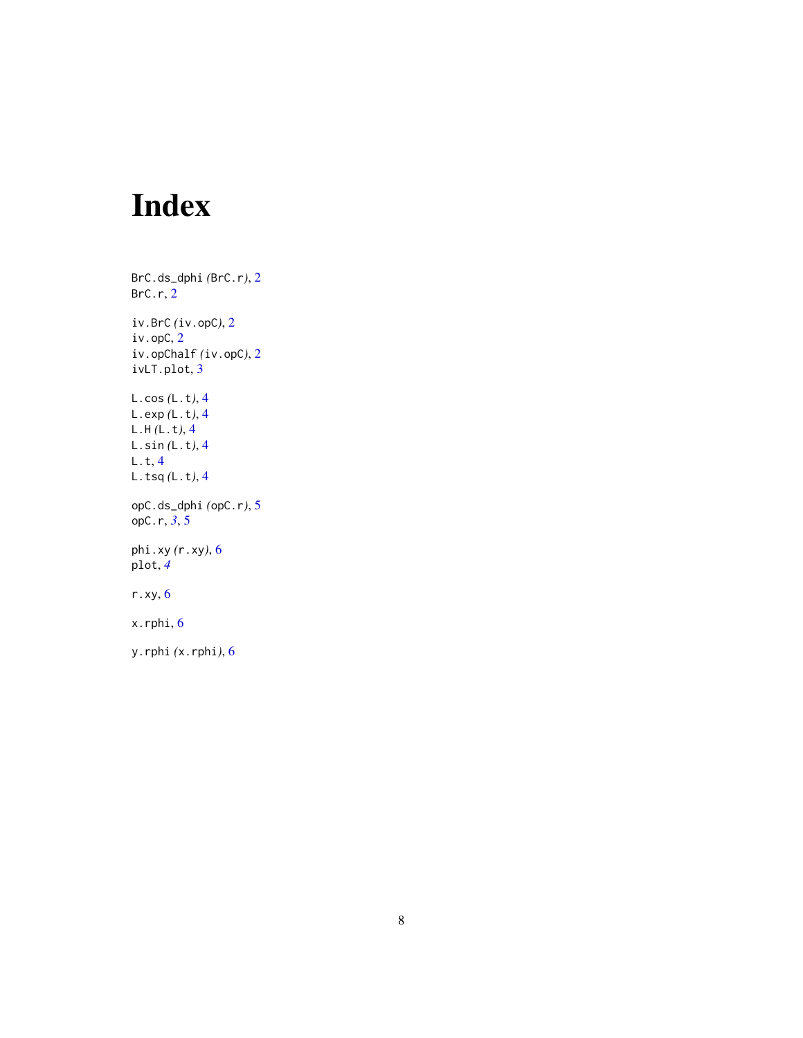# Index

BrC.ds_dphi (BrC.r), 2
BrC.r, 2

iv.BrC (iv.opC), 2
iv.opC, 2
iv.opChalf (iv.opC), 2
ivLT.plot, 3

L.cos (L.t), 4
L.exp (L.t), 4
L.H (L.t), 4
L.sin (L.t), 4
L.t, 4
L.tsq (L.t), 4

opC.ds_dphi (opC.r), 5
opC.r, *3*, 5

phi.xy (r.xy), 6
plot, *4*

r.xy, 6

x.rphi, 6

y.rphi (x.rphi), 6